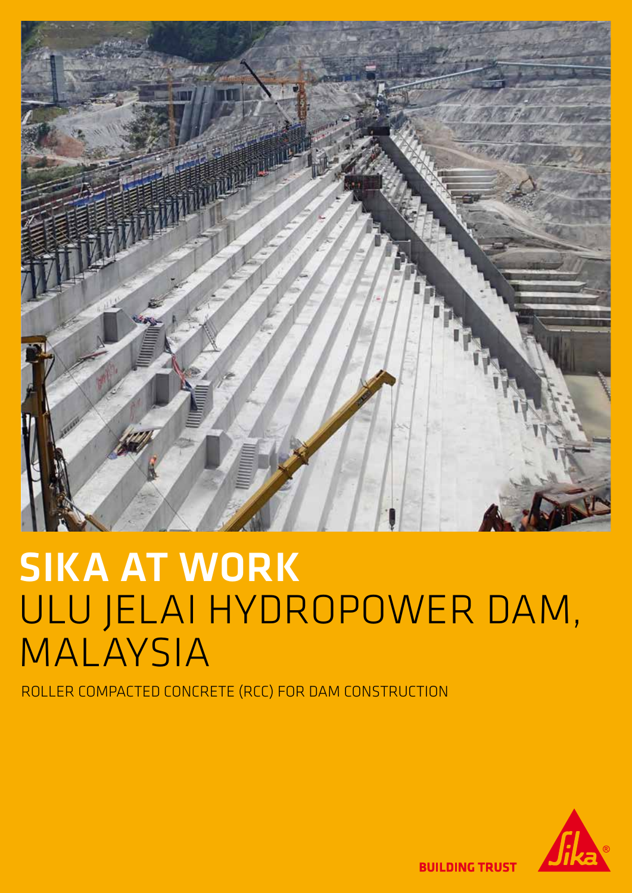# SIKA AT WORK
# ULU JELAI HYDROPOWER DAM, MALAYSIA

ROLLER COMPACTED CONCRETE (RCC) FOR DAM CONSTRUCTION

BUILDING TRUST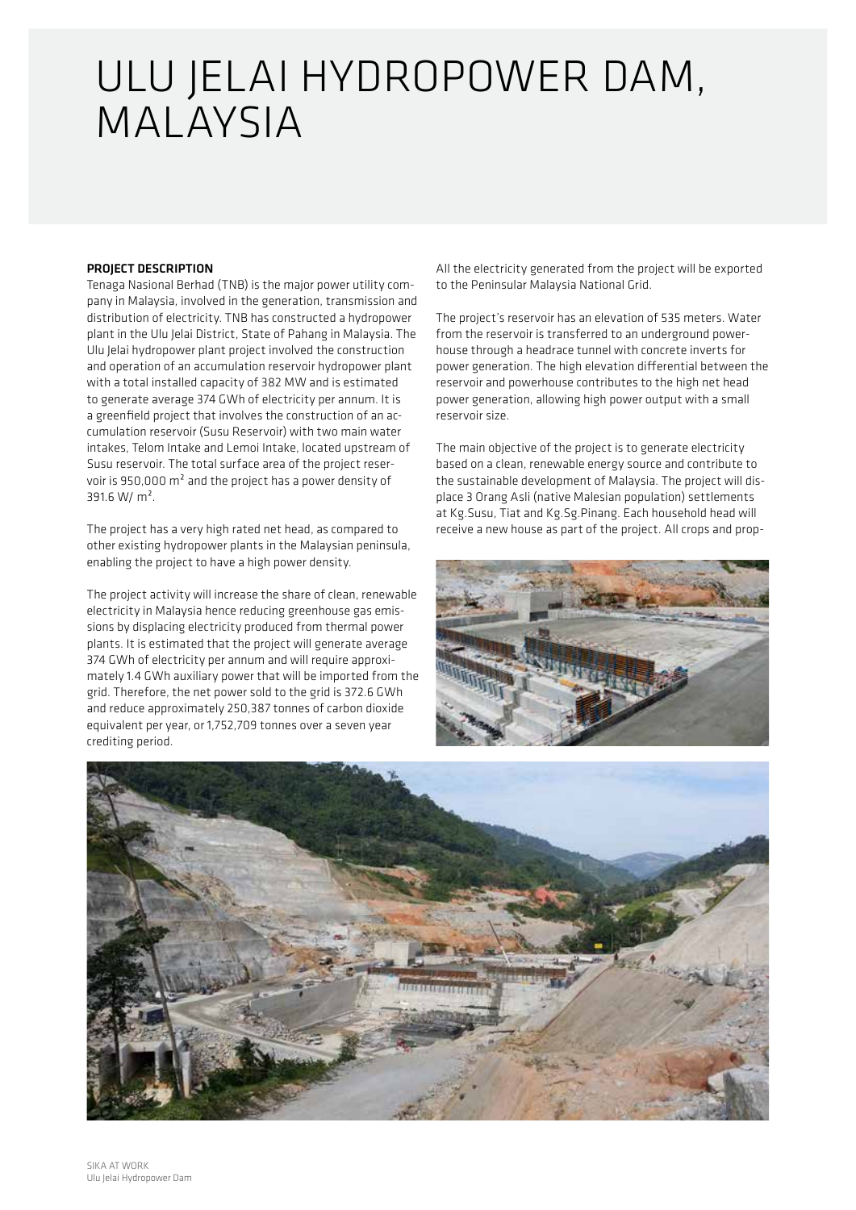# ULU JELAI HYDROPOWER DAM, MALAYSIA

**PROJECT DESCRIPTION**

Tenaga Nasional Berhad (TNB) is the major power utility company in Malaysia, involved in the generation, transmission and distribution of electricity. TNB has constructed a hydropower plant in the Ulu Jelai District, State of Pahang in Malaysia. The Ulu Jelai hydropower plant project involved the construction and operation of an accumulation reservoir hydropower plant with a total installed capacity of 382 MW and is estimated to generate average 374 GWh of electricity per annum. It is a greenfield project that involves the construction of an accumulation reservoir (Susu Reservoir) with two main water intakes, Telom Intake and Lemoi Intake, located upstream of Susu reservoir. The total surface area of the project reservoir is 950,000 m² and the project has a power density of 391.6 W/ m².

The project has a very high rated net head, as compared to other existing hydropower plants in the Malaysian peninsula, enabling the project to have a high power density.

The project activity will increase the share of clean, renewable electricity in Malaysia hence reducing greenhouse gas emissions by displacing electricity produced from thermal power plants. It is estimated that the project will generate average 374 GWh of electricity per annum and will require approximately 1.4 GWh auxiliary power that will be imported from the grid. Therefore, the net power sold to the grid is 372.6 GWh and reduce approximately 250,387 tonnes of carbon dioxide equivalent per year, or 1,752,709 tonnes over a seven year crediting period.

All the electricity generated from the project will be exported to the Peninsular Malaysia National Grid.

The project's reservoir has an elevation of 535 meters. Water from the reservoir is transferred to an underground powerhouse through a headrace tunnel with concrete inverts for power generation. The high elevation differential between the reservoir and powerhouse contributes to the high net head power generation, allowing high power output with a small reservoir size.

The main objective of the project is to generate electricity based on a clean, renewable energy source and contribute to the sustainable development of Malaysia. The project will displace 3 Orang Asli (native Malesian population) settlements at Kg.Susu, Tiat and Kg.Sg.Pinang. Each household head will receive a new house as part of the project. All crops and prop-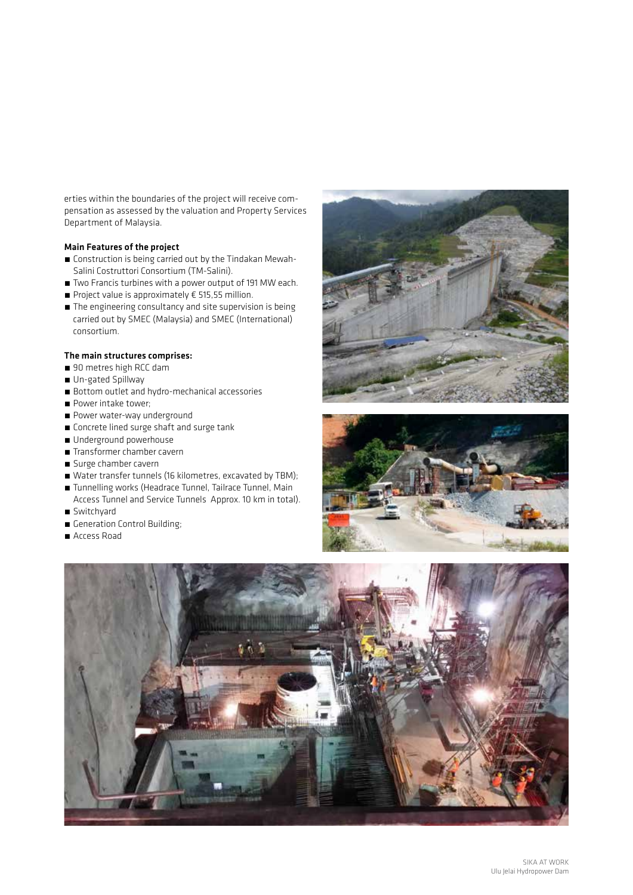erties within the boundaries of the project will receive compensation as assessed by the valuation and Property Services Department of Malaysia.

**Main Features of the project**

- Construction is being carried out by the Tindakan Mewah-Salini Costruttori Consortium (TM-Salini).
- Two Francis turbines with a power output of 191 MW each.
- Project value is approximately € 515,55 million.
- The engineering consultancy and site supervision is being carried out by SMEC (Malaysia) and SMEC (International) consortium.

**The main structures comprises:**

- 90 metres high RCC dam
- Un-gated Spillway
- Bottom outlet and hydro-mechanical accessories
- Power intake tower;
- Power water-way underground
- Concrete lined surge shaft and surge tank
- Underground powerhouse
- Transformer chamber cavern
- Surge chamber cavern
- Water transfer tunnels (16 kilometres, excavated by TBM);
- Tunnelling works (Headrace Tunnel, Tailrace Tunnel, Main Access Tunnel and Service Tunnels Approx. 10 km in total).
- Switchyard
- Generation Control Building;
- Access Road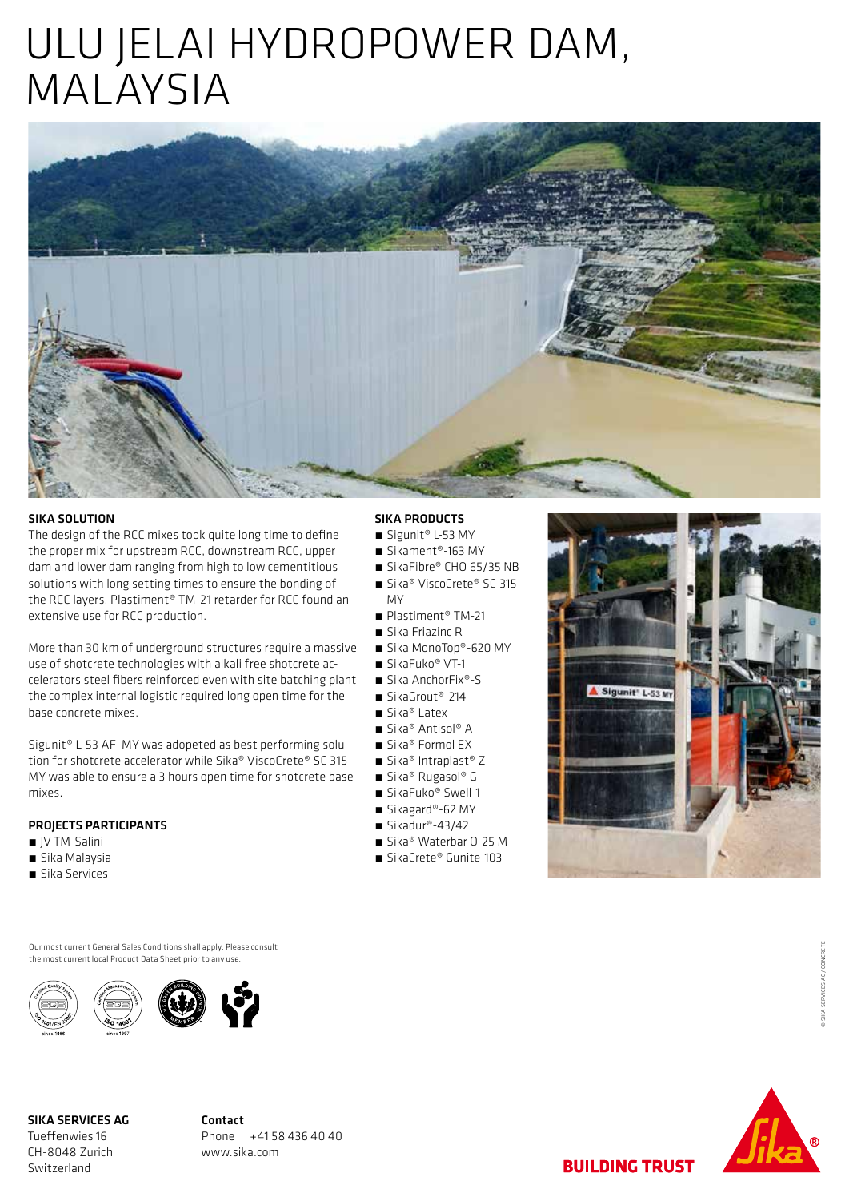# ULU JELAI HYDROPOWER DAM, MALAYSIA

## SIKA SOLUTION

The design of the RCC mixes took quite long time to define the proper mix for upstream RCC, downstream RCC, upper dam and lower dam ranging from high to low cementitious solutions with long setting times to ensure the bonding of the RCC layers. Plastiment® TM-21 retarder for RCC found an extensive use for RCC production.

More than 30 km of underground structures require a massive use of shotcrete technologies with alkali free shotcrete accelerators steel fibers reinforced even with site batching plant the complex internal logistic required long open time for the base concrete mixes.

Sigunit® L-53 AF MY was adopeted as best performing solution for shotcrete accelerator while Sika® ViscoCrete® SC 315 MY was able to ensure a 3 hours open time for shotcrete base mixes.

## PROJECTS PARTICIPANTS

- JV TM-Salini
- Sika Malaysia
- Sika Services

## SIKA PRODUCTS

- Sigunit® L-53 MY
- Sikament®-163 MY
- SikaFibre® CHO 65/35 NB
- Sika® ViscoCrete® SC-315 MY
- Plastiment® TM-21
- Sika Friazinc R
- Sika MonoTop®-620 MY
- SikaFuko® VT-1
- Sika AnchorFix®-S
- SikaGrout®-214
- Sika® Latex
- Sika® Antisol® A
- Sika® Formol EX
- Sika® Intraplast® Z
- Sika® Rugasol® G
- SikaFuko® Swell-1
- Sikagard®-62 MY
- Sikadur®-43/42
- Sika® Waterbar O-25 M
- SikaCrete® Gunite-103

Our most current General Sales Conditions shall apply. Please consult the most current local Product Data Sheet prior to any use.

**SIKA SERVICES AG**
Tueffenwies 16
CH-8048 Zurich
Switzerland

**Contact**
Phone +41 58 436 40 40
www.sika.com

BUILDING TRUST

© SIKA SERVICES AG / CONCRETE